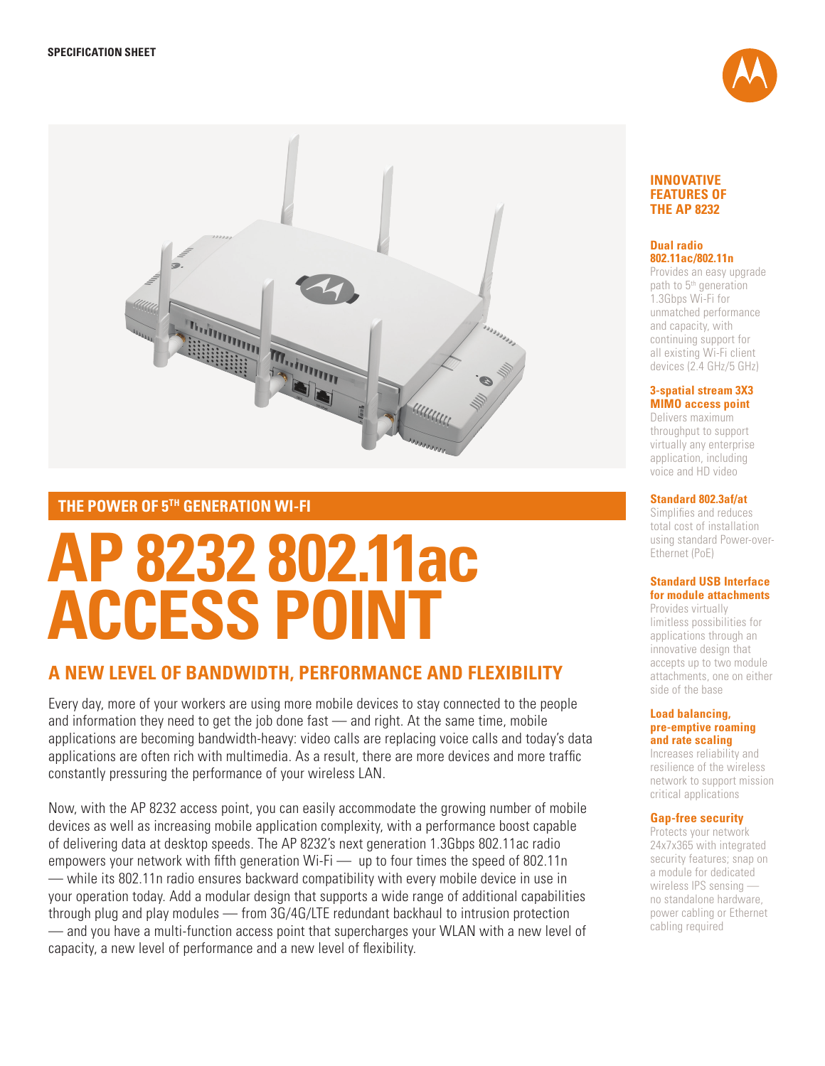SPECIFICATION SHEET

## THE POWER OF 5TH GENERATION WI-FI

# AP 8232 802.11ac ACCESS POINT

## A NEW LEVEL OF BANDWIDTH, PERFORMANCE AND FLEXIBILITY

Every day, more of your workers are using more mobile devices to stay connected to the people and information they need to get the job done fast — and right. At the same time, mobile applications are becoming bandwidth-heavy: video calls are replacing voice calls and today's data applications are often rich with multimedia. As a result, there are more devices and more traffic constantly pressuring the performance of your wireless LAN.

Now, with the AP 8232 access point, you can easily accommodate the growing number of mobile devices as well as increasing mobile application complexity, with a performance boost capable of delivering data at desktop speeds. The AP 8232's next generation 1.3Gbps 802.11ac radio empowers your network with fifth generation Wi-Fi — up to four times the speed of 802.11n — while its 802.11n radio ensures backward compatibility with every mobile device in use in your operation today. Add a modular design that supports a wide range of additional capabilities through plug and play modules — from 3G/4G/LTE redundant backhaul to intrusion protection — and you have a multi-function access point that supercharges your WLAN with a new level of capacity, a new level of performance and a new level of flexibility.

## INNOVATIVE FEATURES OF THE AP 8232

### Dual radio 802.11ac/802.11n

Provides an easy upgrade path to 5th generation 1.3Gbps Wi-Fi for unmatched performance and capacity, with continuing support for all existing Wi-Fi client devices (2.4 GHz/5 GHz)

### 3-spatial stream 3X3 MIMO access point

Delivers maximum throughput to support virtually any enterprise application, including voice and HD video

### Standard 802.3af/at

Simplifies and reduces total cost of installation using standard Power-over-Ethernet (PoE)

### Standard USB Interface for module attachments

Provides virtually limitless possibilities for applications through an innovative design that accepts up to two module attachments, one on either side of the base

### Load balancing, pre-emptive roaming and rate scaling

Increases reliability and resilience of the wireless network to support mission critical applications

### Gap-free security

Protects your network 24x7x365 with integrated security features; snap on a module for dedicated wireless IPS sensing — no standalone hardware, power cabling or Ethernet cabling required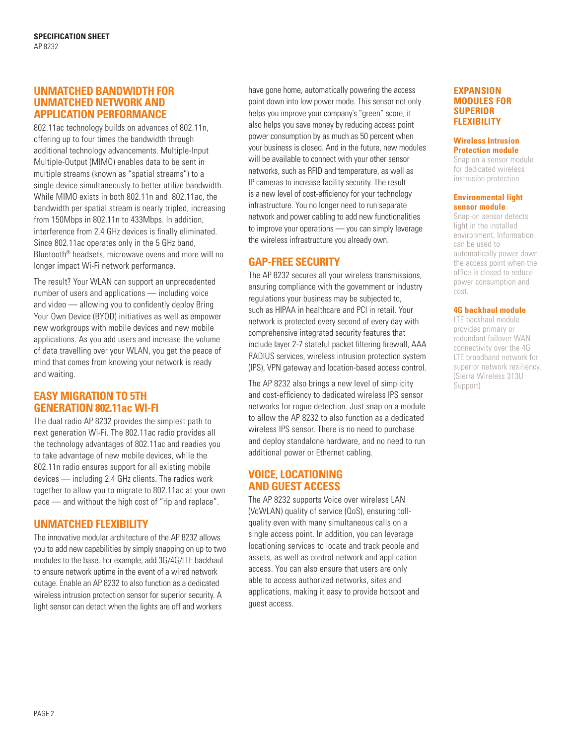## UNMATCHED BANDWIDTH FOR UNMATCHED NETWORK AND APPLICATION PERFORMANCE

802.11ac technology builds on advances of 802.11n, offering up to four times the bandwidth through additional technology advancements. Multiple-Input Multiple-Output (MIMO) enables data to be sent in multiple streams (known as "spatial streams") to a single device simultaneously to better utilize bandwidth. While MIMO exists in both 802.11n and 802.11ac, the bandwidth per spatial stream is nearly tripled, increasing from 150Mbps in 802.11n to 433Mbps. In addition, interference from 2.4 GHz devices is finally eliminated. Since 802.11ac operates only in the 5 GHz band, Bluetooth® headsets, microwave ovens and more will no longer impact Wi-Fi network performance.

The result? Your WLAN can support an unprecedented number of users and applications — including voice and video — allowing you to confidently deploy Bring Your Own Device (BYOD) initiatives as well as empower new workgroups with mobile devices and new mobile applications. As you add users and increase the volume of data travelling over your WLAN, you get the peace of mind that comes from knowing your network is ready and waiting.

## EASY MIGRATION TO 5TH GENERATION 802.11ac WI-FI

The dual radio AP 8232 provides the simplest path to next generation Wi-Fi. The 802.11ac radio provides all the technology advantages of 802.11ac and readies you to take advantage of new mobile devices, while the 802.11n radio ensures support for all existing mobile devices — including 2.4 GHz clients. The radios work together to allow you to migrate to 802.11ac at your own pace — and without the high cost of "rip and replace".

## UNMATCHED FLEXIBILITY

The innovative modular architecture of the AP 8232 allows you to add new capabilities by simply snapping on up to two modules to the base. For example, add 3G/4G/LTE backhaul to ensure network uptime in the event of a wired network outage. Enable an AP 8232 to also function as a dedicated wireless intrusion protection sensor for superior security. A light sensor can detect when the lights are off and workers have gone home, automatically powering the access point down into low power mode. This sensor not only helps you improve your company's "green" score, it also helps you save money by reducing access point power consumption by as much as 50 percent when your business is closed. And in the future, new modules will be available to connect with your other sensor networks, such as RFID and temperature, as well as IP cameras to increase facility security. The result is a new level of cost-efficiency for your technology infrastructure. You no longer need to run separate network and power cabling to add new functionalities to improve your operations — you can simply leverage the wireless infrastructure you already own.

## GAP-FREE SECURITY

The AP 8232 secures all your wireless transmissions, ensuring compliance with the government or industry regulations your business may be subjected to, such as HIPAA in healthcare and PCI in retail. Your network is protected every second of every day with comprehensive integrated security features that include layer 2-7 stateful packet filtering firewall, AAA RADIUS services, wireless intrusion protection system (IPS), VPN gateway and location-based access control.

The AP 8232 also brings a new level of simplicity and cost-efficiency to dedicated wireless IPS sensor networks for rogue detection. Just snap on a module to allow the AP 8232 to also function as a dedicated wireless IPS sensor. There is no need to purchase and deploy standalone hardware, and no need to run additional power or Ethernet cabling.

## VOICE, LOCATIONING AND GUEST ACCESS

The AP 8232 supports Voice over wireless LAN (VoWLAN) quality of service (QoS), ensuring toll-quality even with many simultaneous calls on a single access point. In addition, you can leverage locationing services to locate and track people and assets, as well as control network and application access. You can also ensure that users are only able to access authorized networks, sites and applications, making it easy to provide hotspot and guest access.

## EXPANSION MODULES FOR SUPERIOR FLEXIBILITY

### Wireless Intrusion Protection module

Snap on a sensor module for dedicated wireless instrusion protection.

### Environmental light sensor module

Snap-on sensor detects light in the installed environment. Information can be used to automatically power down the access point when the office is closed to reduce power consumption and cost.

### 4G backhaul module

LTE backhaul module provides primary or redundant failover WAN connectivity over the 4G LTE broadband network for superior network resiliency. (Sierra Wireless 313U Support)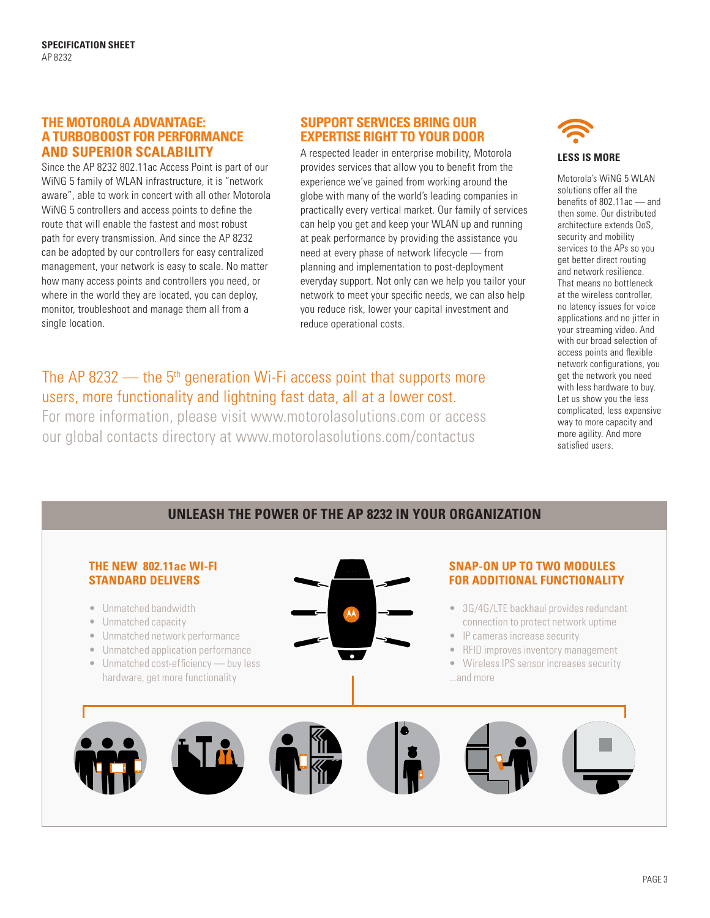## THE MOTOROLA ADVANTAGE: A TURBOBOOST FOR PERFORMANCE AND SUPERIOR SCALABILITY

Since the AP 8232 802.11ac Access Point is part of our WiNG 5 family of WLAN infrastructure, it is "network aware", able to work in concert with all other Motorola WiNG 5 controllers and access points to define the route that will enable the fastest and most robust path for every transmission. And since the AP 8232 can be adopted by our controllers for easy centralized management, your network is easy to scale. No matter how many access points and controllers you need, or where in the world they are located, you can deploy, monitor, troubleshoot and manage them all from a single location.

## SUPPORT SERVICES BRING OUR EXPERTISE RIGHT TO YOUR DOOR

A respected leader in enterprise mobility, Motorola provides services that allow you to benefit from the experience we've gained from working around the globe with many of the world's leading companies in practically every vertical market. Our family of services can help you get and keep your WLAN up and running at peak performance by providing the assistance you need at every phase of network lifecycle — from planning and implementation to post-deployment everyday support. Not only can we help you tailor your network to meet your specific needs, we can also help you reduce risk, lower your capital investment and reduce operational costs.

### LESS IS MORE

Motorola's WiNG 5 WLAN solutions offer all the benefits of 802.11ac — and then some. Our distributed architecture extends QoS, security and mobility services to the APs so you get better direct routing and network resilience. That means no bottleneck at the wireless controller, no latency issues for voice applications and no jitter in your streaming video. And with our broad selection of access points and flexible network configurations, you get the network you need with less hardware to buy. Let us show you the less complicated, less expensive way to more capacity and more agility. And more satisfied users.

The AP 8232 — the 5th generation Wi-Fi access point that supports more users, more functionality and lightning fast data, all at a lower cost.
For more information, please visit www.motorolasolutions.com or access our global contacts directory at www.motorolasolutions.com/contactus

## UNLEASH THE POWER OF THE AP 8232 IN YOUR ORGANIZATION

### THE NEW 802.11ac WI-FI STANDARD DELIVERS

- Unmatched bandwidth
- Unmatched capacity
- Unmatched network performance
- Unmatched application performance
- Unmatched cost-efficiency — buy less hardware, get more functionality

### SNAP-ON UP TO TWO MODULES FOR ADDITIONAL FUNCTIONALITY

- 3G/4G/LTE backhaul provides redundant connection to protect network uptime
- IP cameras increase security
- RFID improves inventory management
- Wireless IPS sensor increases security

...and more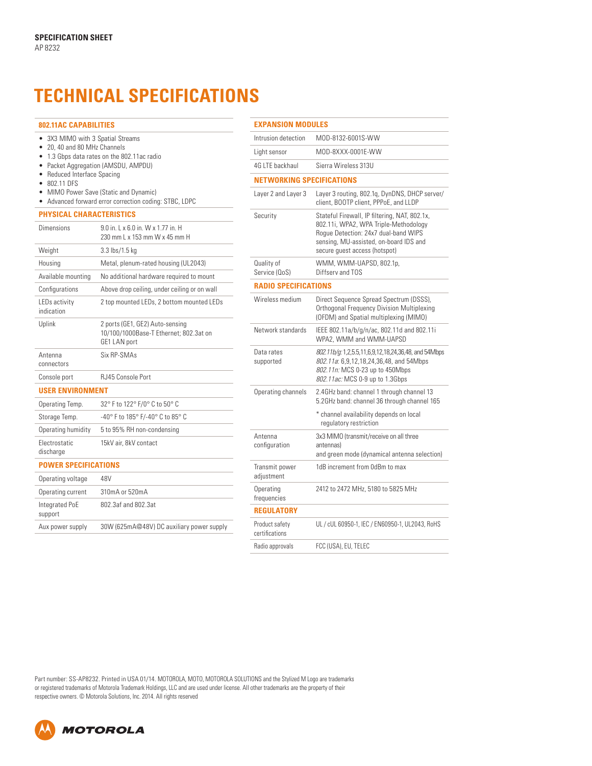SPECIFICATION SHEET
AP 8232

# TECHNICAL SPECIFICATIONS

### 802.11AC CAPABILITIES

- 3X3 MIMO with 3 Spatial Streams
- 20, 40 and 80 MHz Channels
- 1.3 Gbps data rates on the 802.11ac radio
- Packet Aggregation (AMSDU, AMPDU)
- Reduced Interface Spacing
- 802.11 DFS
- MIMO Power Save (Static and Dynamic)
- Advanced forward error correction coding: STBC, LDPC

### PHYSICAL CHARACTERISTICS

| | |
|---|---|
| Dimensions | 9.0 in. L x 6.0 in. W x 1.77 in. H<br>230 mm L x 153 mm W x 45 mm H |
| Weight | 3.3 lbs/1.5 kg |
| Housing | Metal, plenum-rated housing (UL2043) |
| Available mounting | No additional hardware required to mount |
| Configurations | Above drop ceiling, under ceiling or on wall |
| LEDs activity indication | 2 top mounted LEDs, 2 bottom mounted LEDs |
| Uplink | 2 ports (GE1, GE2) Auto-sensing 10/100/1000Base-T Ethernet; 802.3at on GE1 LAN port |
| Antenna connectors | Six RP-SMAs |
| Console port | RJ45 Console Port |

### USER ENVIRONMENT

| | |
|---|---|
| Operating Temp. | 32° F to 122° F/0° C to 50° C |
| Storage Temp. | -40° F to 185° F/-40° C to 85° C |
| Operating humidity | 5 to 95% RH non-condensing |
| Electrostatic discharge | 15kV air, 8kV contact |

### POWER SPECIFICATIONS

| | |
|---|---|
| Operating voltage | 48V |
| Operating current | 310mA or 520mA |
| Integrated PoE support | 802.3af and 802.3at |
| Aux power supply | 30W (625mA@48V) DC auxiliary power supply |

### EXPANSION MODULES

| | |
|---|---|
| Intrusion detection | MOD-8132-6001S-WW |
| Light sensor | MOD-8XXX-0001E-WW |
| 4G LTE backhaul | Sierra Wireless 313U |

### NETWORKING SPECIFICATIONS

| | |
|---|---|
| Layer 2 and Layer 3 | Layer 3 routing, 802.1q, DynDNS, DHCP server/client, BOOTP client, PPPoE, and LLDP |
| Security | Stateful Firewall, IP filtering, NAT, 802.1x, 802.11i, WPA2, WPA Triple-Methodology Rogue Detection: 24x7 dual-band WIPS sensing, MU-assisted, on-board IDS and secure guest access (hotspot) |
| Quality of Service (QoS) | WMM, WMM-UAPSD, 802.1p, Diffserv and TOS |

### RADIO SPECIFICATIONS

| | |
|---|---|
| Wireless medium | Direct Sequence Spread Spectrum (DSSS), Orthogonal Frequency Division Multiplexing (OFDM) and Spatial multiplexing (MIMO) |
| Network standards | IEEE 802.11a/b/g/n/ac, 802.11d and 802.11i WPA2, WMM and WMM-UAPSD |
| Data rates supported | *802.11b/g:* 1,2,5.5,11,6,9,12,18,24,36,48, and 54Mbps<br>*802.11a*: 6,9,12,18,24,36,48, and 54Mbps<br>*802.11n:* MCS 0-23 up to 450Mbps<br>*802.11ac:* MCS 0-9 up to 1.3Gbps |
| Operating channels | 2.4GHz band: channel 1 through channel 13<br>5.2GHz band: channel 36 through channel 165<br>* channel availability depends on local regulatory restriction |
| Antenna configuration | 3x3 MIMO (transmit/receive on all three antennas)<br>and green mode (dynamical antenna selection) |
| Transmit power adjustment | 1dB increment from 0dBm to max |
| Operating frequencies | 2412 to 2472 MHz, 5180 to 5825 MHz |

### REGULATORY

| | |
|---|---|
| Product safety certifications | UL / cUL 60950-1, IEC / EN60950-1, UL2043, RoHS |
| Radio approvals | FCC (USA), EU, TELEC |

Part number: SS-AP8232. Printed in USA 01/14. MOTOROLA, MOTO, MOTOROLA SOLUTIONS and the Stylized M Logo are trademarks or registered trademarks of Motorola Trademark Holdings, LLC and are used under license. All other trademarks are the property of their respective owners. © Motorola Solutions, Inc. 2014. All rights reserved

MOTOROLA